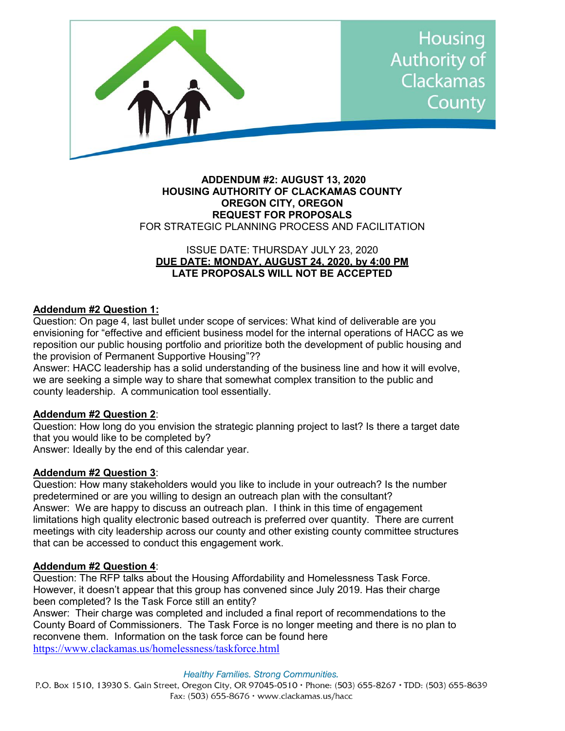Housing Authority of Clackamas County

**ADDENDUM #2: AUGUST 13, 2020**
**HOUSING AUTHORITY OF CLACKAMAS COUNTY**
**OREGON CITY, OREGON**
**REQUEST FOR PROPOSALS**
FOR STRATEGIC PLANNING PROCESS AND FACILITATION

ISSUE DATE: THURSDAY JULY 23, 2020
**DUE DATE: MONDAY, AUGUST 24, 2020, by 4:00 PM**
**LATE PROPOSALS WILL NOT BE ACCEPTED**

**Addendum #2 Question 1:**
Question: On page 4, last bullet under scope of services: What kind of deliverable are you envisioning for "effective and efficient business model for the internal operations of HACC as we reposition our public housing portfolio and prioritize both the development of public housing and the provision of Permanent Supportive Housing"??
Answer: HACC leadership has a solid understanding of the business line and how it will evolve, we are seeking a simple way to share that somewhat complex transition to the public and county leadership. A communication tool essentially.

**Addendum #2 Question 2**:
Question: How long do you envision the strategic planning project to last? Is there a target date that you would like to be completed by?
Answer: Ideally by the end of this calendar year.

**Addendum #2 Question 3**:
Question: How many stakeholders would you like to include in your outreach? Is the number predetermined or are you willing to design an outreach plan with the consultant?
Answer: We are happy to discuss an outreach plan. I think in this time of engagement limitations high quality electronic based outreach is preferred over quantity. There are current meetings with city leadership across our county and other existing county committee structures that can be accessed to conduct this engagement work.

**Addendum #2 Question 4**:
Question: The RFP talks about the Housing Affordability and Homelessness Task Force. However, it doesn't appear that this group has convened since July 2019. Has their charge been completed? Is the Task Force still an entity?
Answer: Their charge was completed and included a final report of recommendations to the County Board of Commissioners. The Task Force is no longer meeting and there is no plan to reconvene them. Information on the task force can be found here https://www.clackamas.us/homelessness/taskforce.html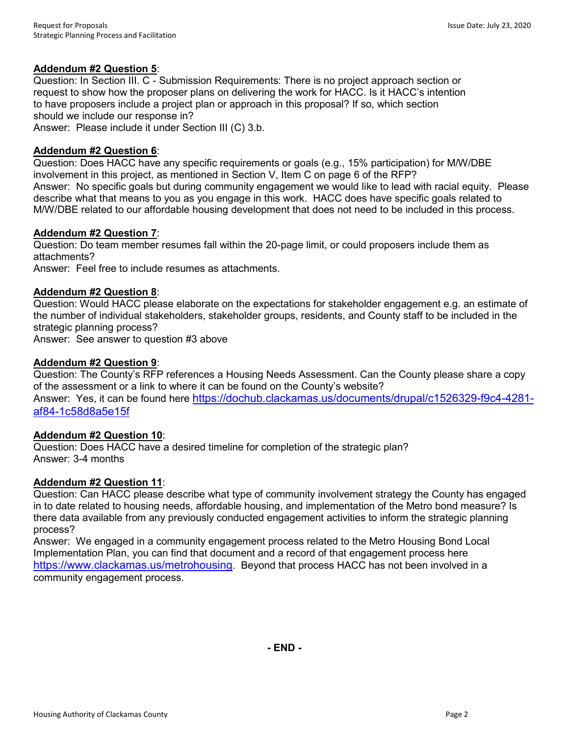**Addendum #2 Question 5**:
Question: In Section III. C - Submission Requirements: There is no project approach section or request to show how the proposer plans on delivering the work for HACC. Is it HACC's intention to have proposers include a project plan or approach in this proposal? If so, which section should we include our response in?
Answer: Please include it under Section III (C) 3.b.

**Addendum #2 Question 6**:
Question: Does HACC have any specific requirements or goals (e.g., 15% participation) for M/W/DBE involvement in this project, as mentioned in Section V, Item C on page 6 of the RFP?
Answer: No specific goals but during community engagement we would like to lead with racial equity. Please describe what that means to you as you engage in this work. HACC does have specific goals related to M/W/DBE related to our affordable housing development that does not need to be included in this process.

**Addendum #2 Question 7**:
Question: Do team member resumes fall within the 20-page limit, or could proposers include them as attachments?
Answer: Feel free to include resumes as attachments.

**Addendum #2 Question 8**:
Question: Would HACC please elaborate on the expectations for stakeholder engagement e.g. an estimate of the number of individual stakeholders, stakeholder groups, residents, and County staff to be included in the strategic planning process?
Answer: See answer to question #3 above

**Addendum #2 Question 9**:
Question: The County's RFP references a Housing Needs Assessment. Can the County please share a copy of the assessment or a link to where it can be found on the County's website?
Answer: Yes, it can be found here https://dochub.clackamas.us/documents/drupal/c1526329-f9c4-4281-af84-1c58d8a5e15f

**Addendum #2 Question 10**:
Question: Does HACC have a desired timeline for completion of the strategic plan?
Answer: 3-4 months

**Addendum #2 Question 11**:
Question: Can HACC please describe what type of community involvement strategy the County has engaged in to date related to housing needs, affordable housing, and implementation of the Metro bond measure? Is there data available from any previously conducted engagement activities to inform the strategic planning process?
Answer: We engaged in a community engagement process related to the Metro Housing Bond Local Implementation Plan, you can find that document and a record of that engagement process here https://www.clackamas.us/metrohousing. Beyond that process HACC has not been involved in a community engagement process.

**- END -**